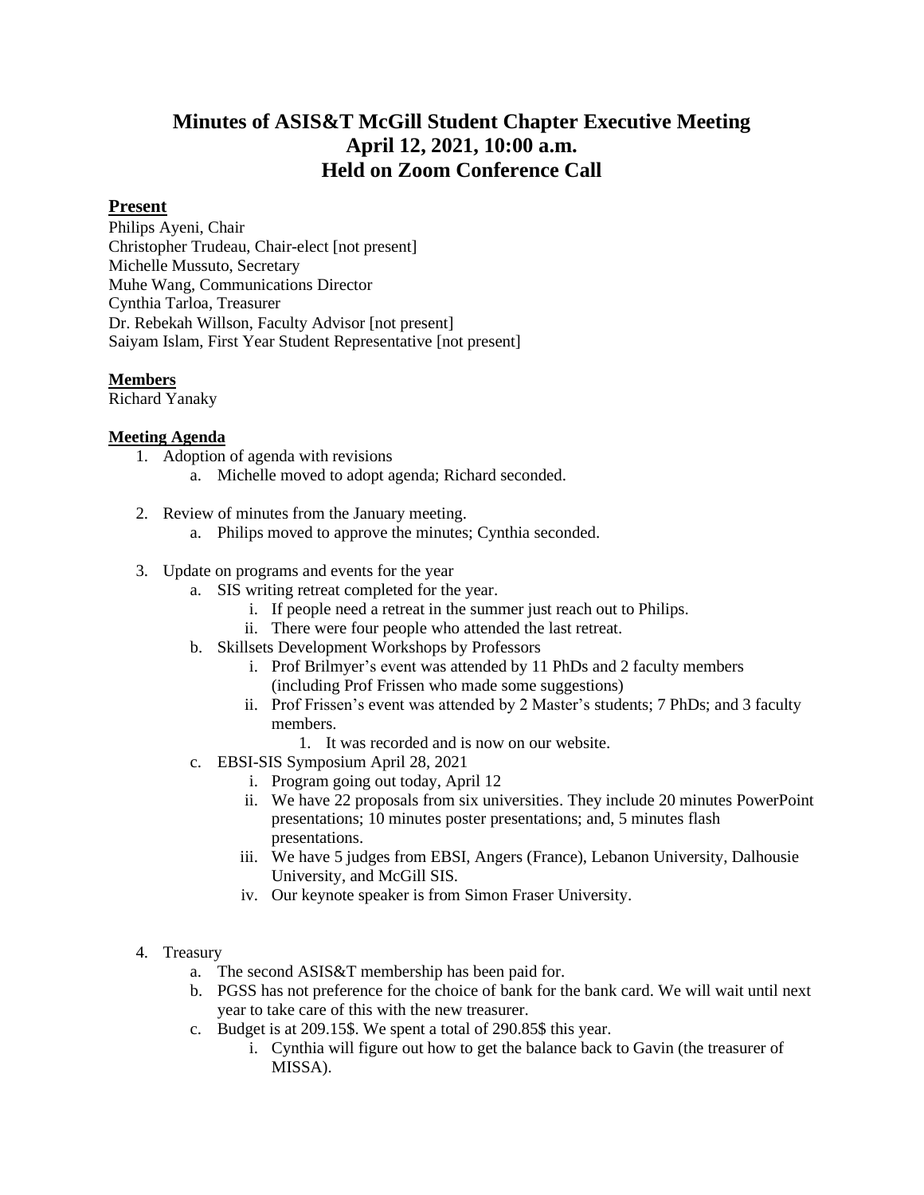# Minutes of ASIS&T McGill Student Chapter Executive Meeting
# April 12, 2021, 10:00 a.m.
# Held on Zoom Conference Call

## Present

Philips Ayeni, Chair
Christopher Trudeau, Chair-elect [not present]
Michelle Mussuto, Secretary
Muhe Wang, Communications Director
Cynthia Tarloa, Treasurer
Dr. Rebekah Willson, Faculty Advisor [not present]
Saiyam Islam, First Year Student Representative [not present]

## Members

Richard Yanaky

## Meeting Agenda

1. Adoption of agenda with revisions
   a. Michelle moved to adopt agenda; Richard seconded.

2. Review of minutes from the January meeting.
   a. Philips moved to approve the minutes; Cynthia seconded.

3. Update on programs and events for the year
   a. SIS writing retreat completed for the year.
      i. If people need a retreat in the summer just reach out to Philips.
      ii. There were four people who attended the last retreat.
   b. Skillsets Development Workshops by Professors
      i. Prof Brilmyer's event was attended by 11 PhDs and 2 faculty members (including Prof Frissen who made some suggestions)
      ii. Prof Frissen's event was attended by 2 Master's students; 7 PhDs; and 3 faculty members.
         1. It was recorded and is now on our website.
   c. EBSI-SIS Symposium April 28, 2021
      i. Program going out today, April 12
      ii. We have 22 proposals from six universities. They include 20 minutes PowerPoint presentations; 10 minutes poster presentations; and, 5 minutes flash presentations.
      iii. We have 5 judges from EBSI, Angers (France), Lebanon University, Dalhousie University, and McGill SIS.
      iv. Our keynote speaker is from Simon Fraser University.

4. Treasury
   a. The second ASIS&T membership has been paid for.
   b. PGSS has not preference for the choice of bank for the bank card. We will wait until next year to take care of this with the new treasurer.
   c. Budget is at 209.15$. We spent a total of 290.85$ this year.
      i. Cynthia will figure out how to get the balance back to Gavin (the treasurer of MISSA).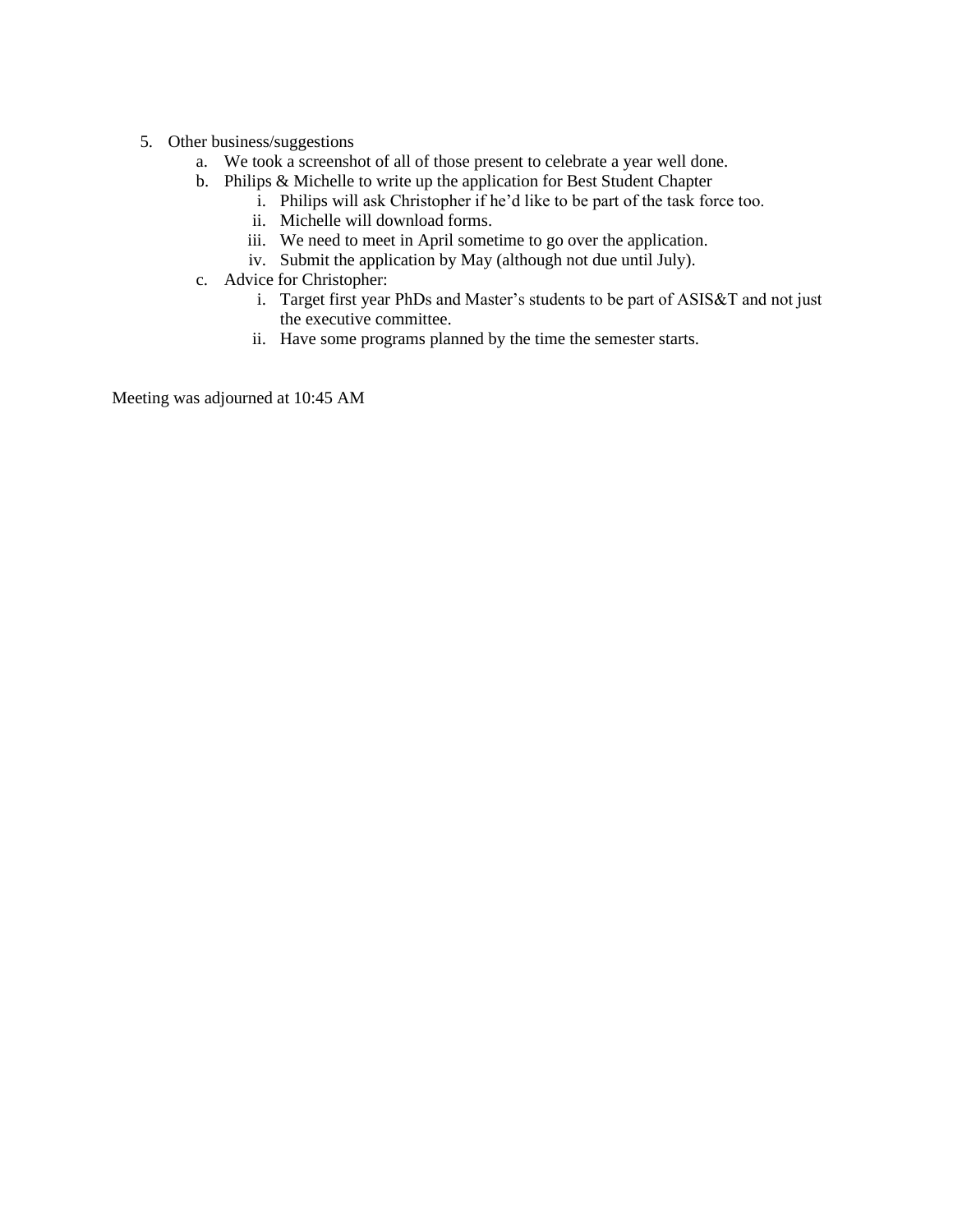5. Other business/suggestions
    a. We took a screenshot of all of those present to celebrate a year well done.
    b. Philips & Michelle to write up the application for Best Student Chapter
        i. Philips will ask Christopher if he'd like to be part of the task force too.
        ii. Michelle will download forms.
        iii. We need to meet in April sometime to go over the application.
        iv. Submit the application by May (although not due until July).
    c. Advice for Christopher:
        i. Target first year PhDs and Master's students to be part of ASIS&T and not just the executive committee.
        ii. Have some programs planned by the time the semester starts.

Meeting was adjourned at 10:45 AM